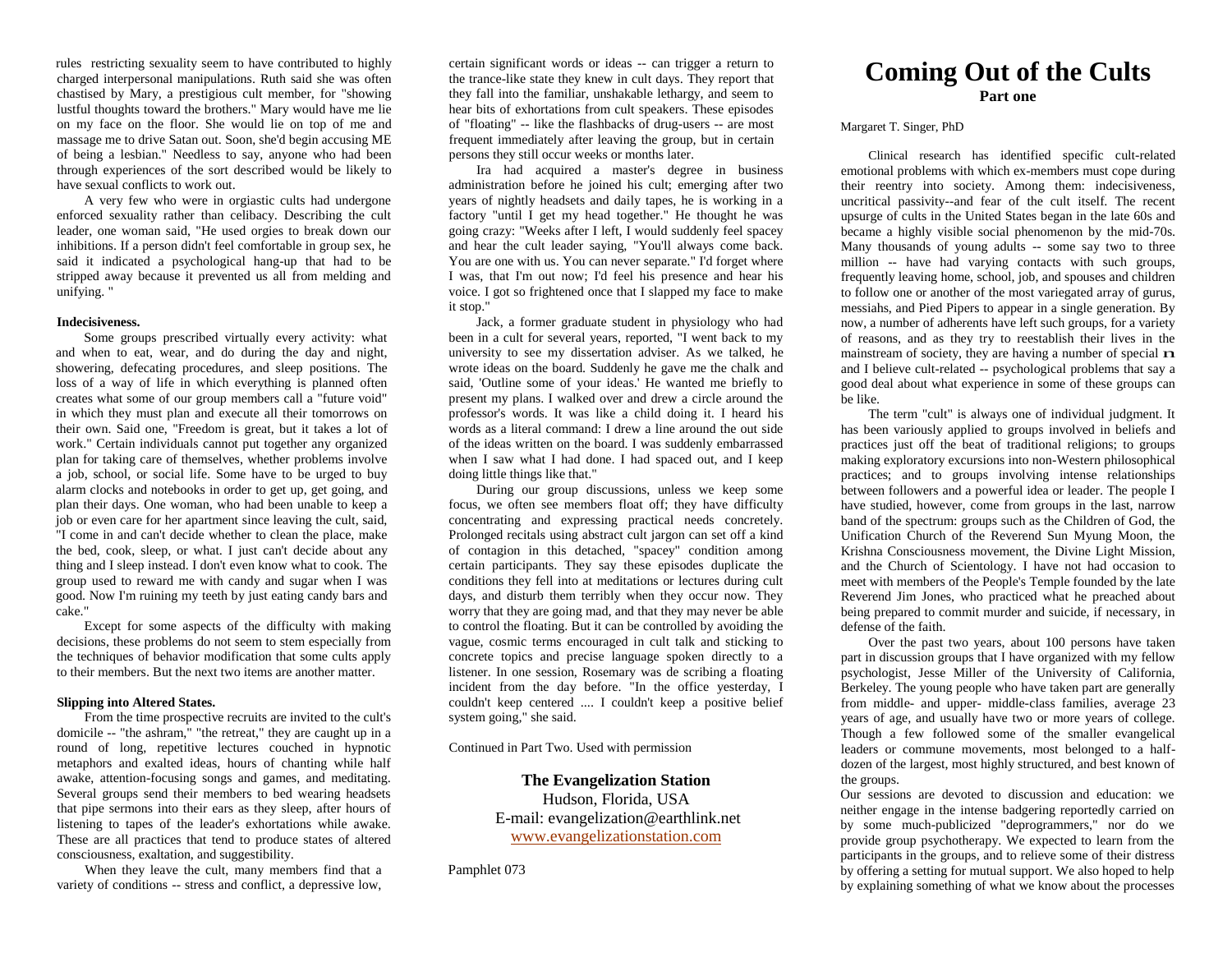rules restricting sexuality seem to have contributed to highly charged interpersonal manipulations. Ruth said she was often chastised by Mary, a prestigious cult member, for "showing lustful thoughts toward the brothers." Mary would have me lie on my face on the floor. She would lie on top of me and massage me to drive Satan out. Soon, she'd begin accusing ME of being a lesbian." Needless to say, anyone who had been through experiences of the sort described would be likely to have sexual conflicts to work out.

A very few who were in orgiastic cults had undergone enforced sexuality rather than celibacy. Describing the cult leader, one woman said, "He used orgies to break down our inhibitions. If a person didn't feel comfortable in group sex, he said it indicated a psychological hang-up that had to be stripped away because it prevented us all from melding and unifying. "

**Indecisiveness.**

Some groups prescribed virtually every activity: what and when to eat, wear, and do during the day and night, showering, defecating procedures, and sleep positions. The loss of a way of life in which everything is planned often creates what some of our group members call a "future void" in which they must plan and execute all their tomorrows on their own. Said one, "Freedom is great, but it takes a lot of work." Certain individuals cannot put together any organized plan for taking care of themselves, whether problems involve a job, school, or social life. Some have to be urged to buy alarm clocks and notebooks in order to get up, get going, and plan their days. One woman, who had been unable to keep a job or even care for her apartment since leaving the cult, said, "I come in and can't decide whether to clean the place, make the bed, cook, sleep, or what. I just can't decide about any thing and I sleep instead. I don't even know what to cook. The group used to reward me with candy and sugar when I was good. Now I'm ruining my teeth by just eating candy bars and cake."

Except for some aspects of the difficulty with making decisions, these problems do not seem to stem especially from the techniques of behavior modification that some cults apply to their members. But the next two items are another matter.

**Slipping into Altered States.**

From the time prospective recruits are invited to the cult's domicile -- "the ashram," "the retreat," they are caught up in a round of long, repetitive lectures couched in hypnotic metaphors and exalted ideas, hours of chanting while half awake, attention-focusing songs and games, and meditating. Several groups send their members to bed wearing headsets that pipe sermons into their ears as they sleep, after hours of listening to tapes of the leader's exhortations while awake. These are all practices that tend to produce states of altered consciousness, exaltation, and suggestibility.

When they leave the cult, many members find that a variety of conditions -- stress and conflict, a depressive low, certain significant words or ideas -- can trigger a return to the trance-like state they knew in cult days. They report that they fall into the familiar, unshakable lethargy, and seem to hear bits of exhortations from cult speakers. These episodes of "floating" -- like the flashbacks of drug-users -- are most frequent immediately after leaving the group, but in certain persons they still occur weeks or months later.

Ira had acquired a master's degree in business administration before he joined his cult; emerging after two years of nightly headsets and daily tapes, he is working in a factory "until I get my head together." He thought he was going crazy: "Weeks after I left, I would suddenly feel spacey and hear the cult leader saying, "You'll always come back. You are one with us. You can never separate." I'd forget where I was, that I'm out now; I'd feel his presence and hear his voice. I got so frightened once that I slapped my face to make it stop."

Jack, a former graduate student in physiology who had been in a cult for several years, reported, "I went back to my university to see my dissertation adviser. As we talked, he wrote ideas on the board. Suddenly he gave me the chalk and said, 'Outline some of your ideas.' He wanted me briefly to present my plans. I walked over and drew a circle around the professor's words. It was like a child doing it. I heard his words as a literal command: I drew a line around the out side of the ideas written on the board. I was suddenly embarrassed when I saw what I had done. I had spaced out, and I keep doing little things like that."

During our group discussions, unless we keep some focus, we often see members float off; they have difficulty concentrating and expressing practical needs concretely. Prolonged recitals using abstract cult jargon can set off a kind of contagion in this detached, "spacey" condition among certain participants. They say these episodes duplicate the conditions they fell into at meditations or lectures during cult days, and disturb them terribly when they occur now. They worry that they are going mad, and that they may never be able to control the floating. But it can be controlled by avoiding the vague, cosmic terms encouraged in cult talk and sticking to concrete topics and precise language spoken directly to a listener. In one session, Rosemary was de scribing a floating incident from the day before. "In the office yesterday, I couldn't keep centered .... I couldn't keep a positive belief system going," she said.

Continued in Part Two. Used with permission

**The Evangelization Station**
Hudson, Florida, USA
E-mail: evangelization@earthlink.net
www.evangelizationstation.com

Pamphlet 073

# Coming Out of the Cults

**Part one**

Margaret T. Singer, PhD

Clinical research has identified specific cult-related emotional problems with which ex-members must cope during their reentry into society. Among them: indecisiveness, uncritical passivity--and fear of the cult itself. The recent upsurge of cults in the United States began in the late 60s and became a highly visible social phenomenon by the mid-70s. Many thousands of young adults -- some say two to three million -- have had varying contacts with such groups, frequently leaving home, school, job, and spouses and children to follow one or another of the most variegated array of gurus, messiahs, and Pied Pipers to appear in a single generation. By now, a number of adherents have left such groups, for a variety of reasons, and as they try to reestablish their lives in the mainstream of society, they are having a number of special ɲ and I believe cult-related -- psychological problems that say a good deal about what experience in some of these groups can be like.

The term "cult" is always one of individual judgment. It has been variously applied to groups involved in beliefs and practices just off the beat of traditional religions; to groups making exploratory excursions into non-Western philosophical practices; and to groups involving intense relationships between followers and a powerful idea or leader. The people I have studied, however, come from groups in the last, narrow band of the spectrum: groups such as the Children of God, the Unification Church of the Reverend Sun Myung Moon, the Krishna Consciousness movement, the Divine Light Mission, and the Church of Scientology. I have not had occasion to meet with members of the People's Temple founded by the late Reverend Jim Jones, who practiced what he preached about being prepared to commit murder and suicide, if necessary, in defense of the faith.

Over the past two years, about 100 persons have taken part in discussion groups that I have organized with my fellow psychologist, Jesse Miller of the University of California, Berkeley. The young people who have taken part are generally from middle- and upper- middle-class families, average 23 years of age, and usually have two or more years of college. Though a few followed some of the smaller evangelical leaders or commune movements, most belonged to a half-dozen of the largest, most highly structured, and best known of the groups.

Our sessions are devoted to discussion and education: we neither engage in the intense badgering reportedly carried on by some much-publicized "deprogrammers," nor do we provide group psychotherapy. We expected to learn from the participants in the groups, and to relieve some of their distress by offering a setting for mutual support. We also hoped to help by explaining something of what we know about the processes